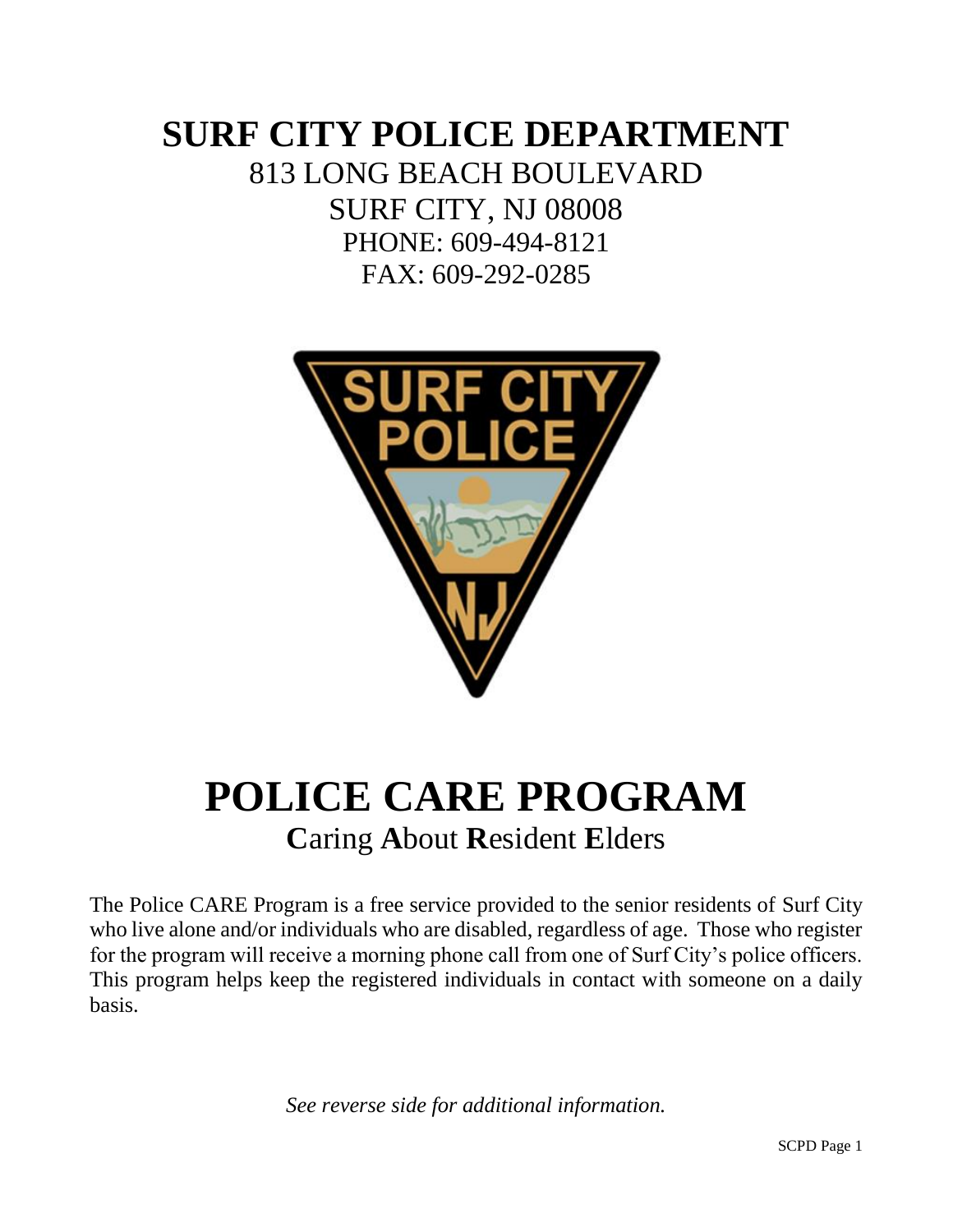# SURF CITY POLICE DEPARTMENT

813 LONG BEACH BOULEVARD

SURF CITY, NJ 08008

PHONE: 609-494-8121

FAX: 609-292-0285

# POLICE CARE PROGRAM

## **C**aring **A**bout **R**esident **E**lders

The Police CARE Program is a free service provided to the senior residents of Surf City who live alone and/or individuals who are disabled, regardless of age. Those who register for the program will receive a morning phone call from one of Surf City's police officers. This program helps keep the registered individuals in contact with someone on a daily basis.

*See reverse side for additional information.*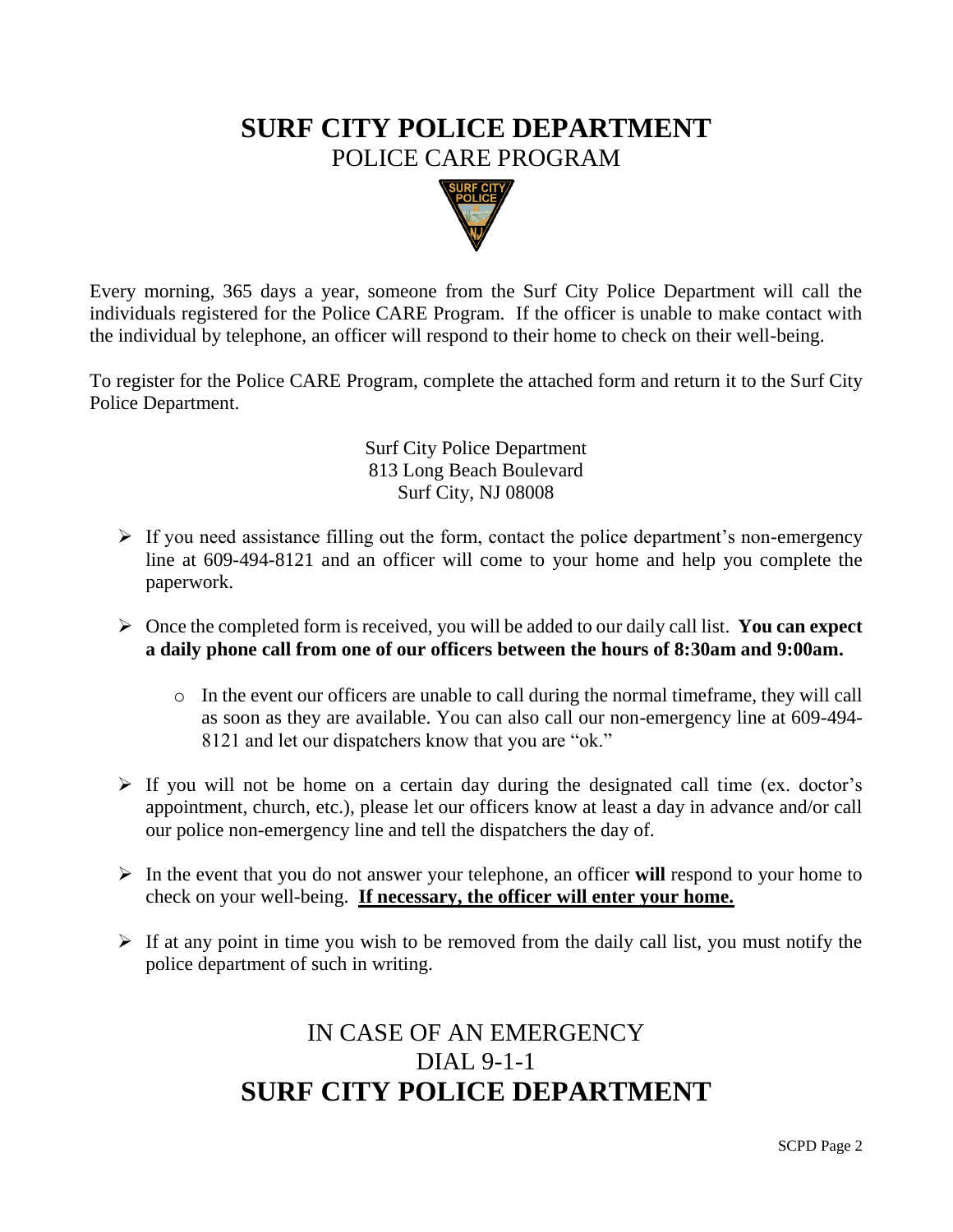# SURF CITY POLICE DEPARTMENT

## POLICE CARE PROGRAM

Every morning, 365 days a year, someone from the Surf City Police Department will call the individuals registered for the Police CARE Program. If the officer is unable to make contact with the individual by telephone, an officer will respond to their home to check on their well-being.

To register for the Police CARE Program, complete the attached form and return it to the Surf City Police Department.

Surf City Police Department
813 Long Beach Boulevard
Surf City, NJ 08008

- If you need assistance filling out the form, contact the police department's non-emergency line at 609-494-8121 and an officer will come to your home and help you complete the paperwork.
- Once the completed form is received, you will be added to our daily call list. **You can expect a daily phone call from one of our officers between the hours of 8:30am and 9:00am.**
  - In the event our officers are unable to call during the normal timeframe, they will call as soon as they are available. You can also call our non-emergency line at 609-494-8121 and let our dispatchers know that you are "ok."
- If you will not be home on a certain day during the designated call time (ex. doctor's appointment, church, etc.), please let our officers know at least a day in advance and/or call our police non-emergency line and tell the dispatchers the day of.
- In the event that you do not answer your telephone, an officer **will** respond to your home to check on your well-being. <u>**If necessary, the officer will enter your home.**</u>
- If at any point in time you wish to be removed from the daily call list, you must notify the police department of such in writing.

## IN CASE OF AN EMERGENCY
## DIAL 9-1-1
# SURF CITY POLICE DEPARTMENT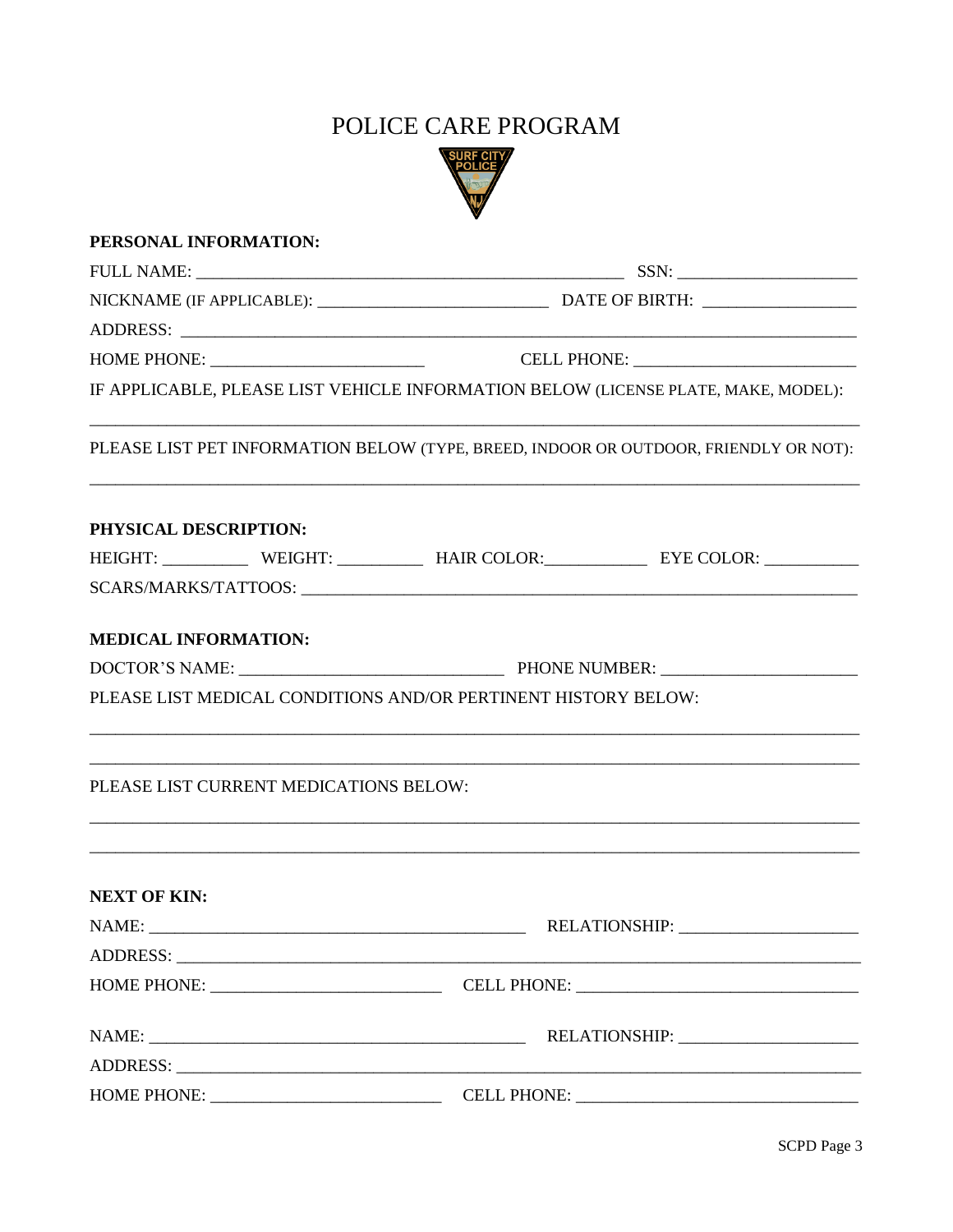# POLICE CARE PROGRAM

**PERSONAL INFORMATION:**

FULL NAME: ______________________________________________________ SSN: ______________________

NICKNAME (IF APPLICABLE): ____________________________ DATE OF BIRTH: __________________

ADDRESS: ____________________________________________________________________________________

HOME PHONE: __________________________ CELL PHONE: ___________________________

IF APPLICABLE, PLEASE LIST VEHICLE INFORMATION BELOW (LICENSE PLATE, MAKE, MODEL):

_____________________________________________________________________________________________

PLEASE LIST PET INFORMATION BELOW (TYPE, BREED, INDOOR OR OUTDOOR, FRIENDLY OR NOT):

_____________________________________________________________________________________________

**PHYSICAL DESCRIPTION:**

HEIGHT: __________ WEIGHT: __________ HAIR COLOR:____________ EYE COLOR: ___________

SCARS/MARKS/TATTOOS: ________________________________________________________________________

**MEDICAL INFORMATION:**

DOCTOR'S NAME: ________________________________ PHONE NUMBER: _______________________

PLEASE LIST MEDICAL CONDITIONS AND/OR PERTINENT HISTORY BELOW:

_____________________________________________________________________________________________

_____________________________________________________________________________________________

PLEASE LIST CURRENT MEDICATIONS BELOW:

_____________________________________________________________________________________________

_____________________________________________________________________________________________

**NEXT OF KIN:**

NAME: ______________________________________________ RELATIONSHIP: _____________________

ADDRESS: ____________________________________________________________________________________

HOME PHONE: ____________________________ CELL PHONE: __________________________________

NAME: ______________________________________________ RELATIONSHIP: _____________________

ADDRESS: ____________________________________________________________________________________

HOME PHONE: ____________________________ CELL PHONE: __________________________________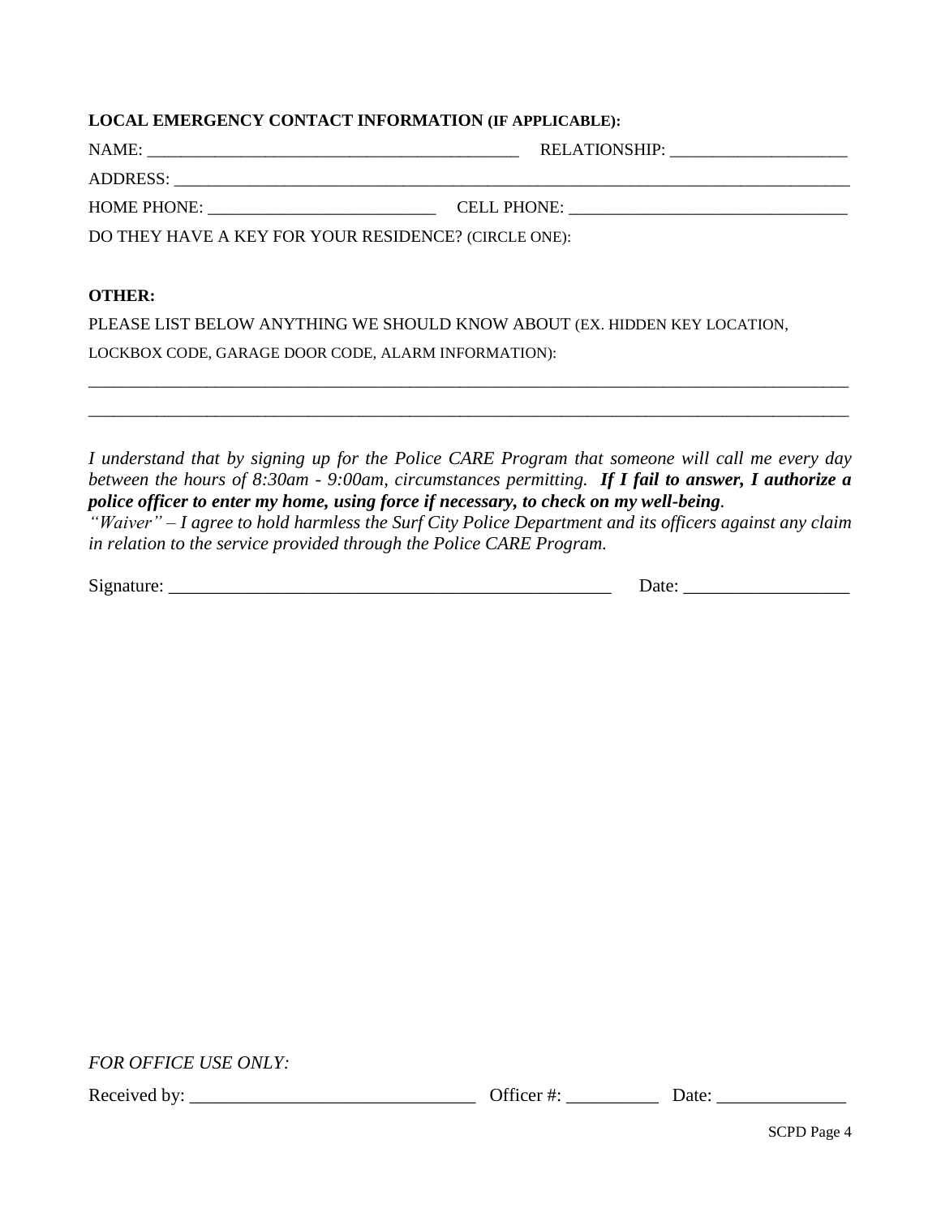**LOCAL EMERGENCY CONTACT INFORMATION (IF APPLICABLE):**

NAME: ____________________________________________ RELATIONSHIP: ____________________

ADDRESS: ________________________________________________________________________________

HOME PHONE: __________________________ CELL PHONE: ________________________________

DO THEY HAVE A KEY FOR YOUR RESIDENCE? (CIRCLE ONE):

**OTHER:**

PLEASE LIST BELOW ANYTHING WE SHOULD KNOW ABOUT (EX. HIDDEN KEY LOCATION, LOCKBOX CODE, GARAGE DOOR CODE, ALARM INFORMATION):

_____________________________________________________________________________________________

_____________________________________________________________________________________________

*I understand that by signing up for the Police CARE Program that someone will call me every day between the hours of 8:30am - 9:00am, circumstances permitting.* ***If I fail to answer, I authorize a police officer to enter my home, using force if necessary, to check on my well-being.***
*"Waiver" – I agree to hold harmless the Surf City Police Department and its officers against any claim in relation to the service provided through the Police CARE Program.*

Signature: ___________________________________________________ Date: __________________

*FOR OFFICE USE ONLY:*

Received by: _______________________________ Officer #: __________ Date: ______________